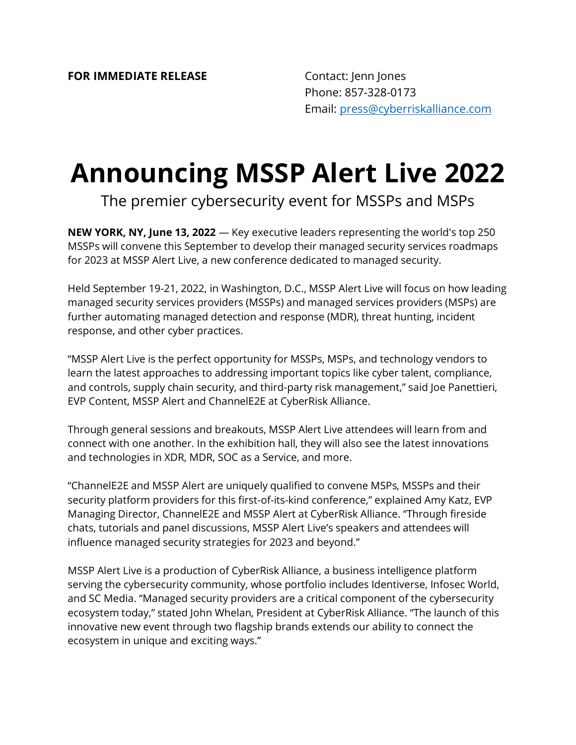**FOR IMMEDIATE RELEASE**

Contact: Jenn Jones
Phone: 857-328-0173
Email: press@cyberriskalliance.com

# Announcing MSSP Alert Live 2022

The premier cybersecurity event for MSSPs and MSPs

**NEW YORK, NY, June 13, 2022** — Key executive leaders representing the world's top 250 MSSPs will convene this September to develop their managed security services roadmaps for 2023 at MSSP Alert Live, a new conference dedicated to managed security.

Held September 19-21, 2022, in Washington, D.C., MSSP Alert Live will focus on how leading managed security services providers (MSSPs) and managed services providers (MSPs) are further automating managed detection and response (MDR), threat hunting, incident response, and other cyber practices.

“MSSP Alert Live is the perfect opportunity for MSSPs, MSPs, and technology vendors to learn the latest approaches to addressing important topics like cyber talent, compliance, and controls, supply chain security, and third-party risk management,” said Joe Panettieri, EVP Content, MSSP Alert and ChannelE2E at CyberRisk Alliance.

Through general sessions and breakouts, MSSP Alert Live attendees will learn from and connect with one another. In the exhibition hall, they will also see the latest innovations and technologies in XDR, MDR, SOC as a Service, and more.

“ChannelE2E and MSSP Alert are uniquely qualified to convene MSPs, MSSPs and their security platform providers for this first-of-its-kind conference,” explained Amy Katz, EVP Managing Director, ChannelE2E and MSSP Alert at CyberRisk Alliance. “Through fireside chats, tutorials and panel discussions, MSSP Alert Live’s speakers and attendees will influence managed security strategies for 2023 and beyond.”

MSSP Alert Live is a production of CyberRisk Alliance, a business intelligence platform serving the cybersecurity community, whose portfolio includes Identiverse, Infosec World, and SC Media. “Managed security providers are a critical component of the cybersecurity ecosystem today,” stated John Whelan, President at CyberRisk Alliance. “The launch of this innovative new event through two flagship brands extends our ability to connect the ecosystem in unique and exciting ways.”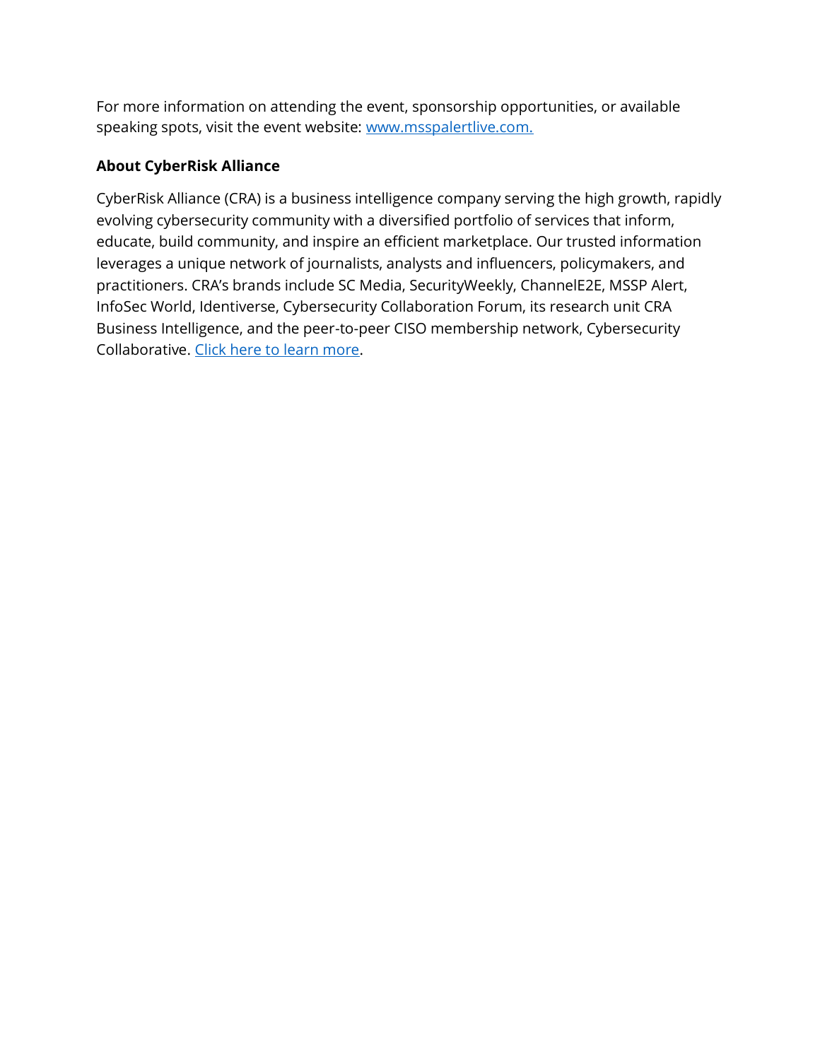For more information on attending the event, sponsorship opportunities, or available speaking spots, visit the event website: [www.msspalertlive.com.](www.msspalertlive.com.)

**About CyberRisk Alliance**

CyberRisk Alliance (CRA) is a business intelligence company serving the high growth, rapidly evolving cybersecurity community with a diversified portfolio of services that inform, educate, build community, and inspire an efficient marketplace. Our trusted information leverages a unique network of journalists, analysts and influencers, policymakers, and practitioners. CRA's brands include SC Media, SecurityWeekly, ChannelE2E, MSSP Alert, InfoSec World, Identiverse, Cybersecurity Collaboration Forum, its research unit CRA Business Intelligence, and the peer-to-peer CISO membership network, Cybersecurity Collaborative. Click here to learn more.